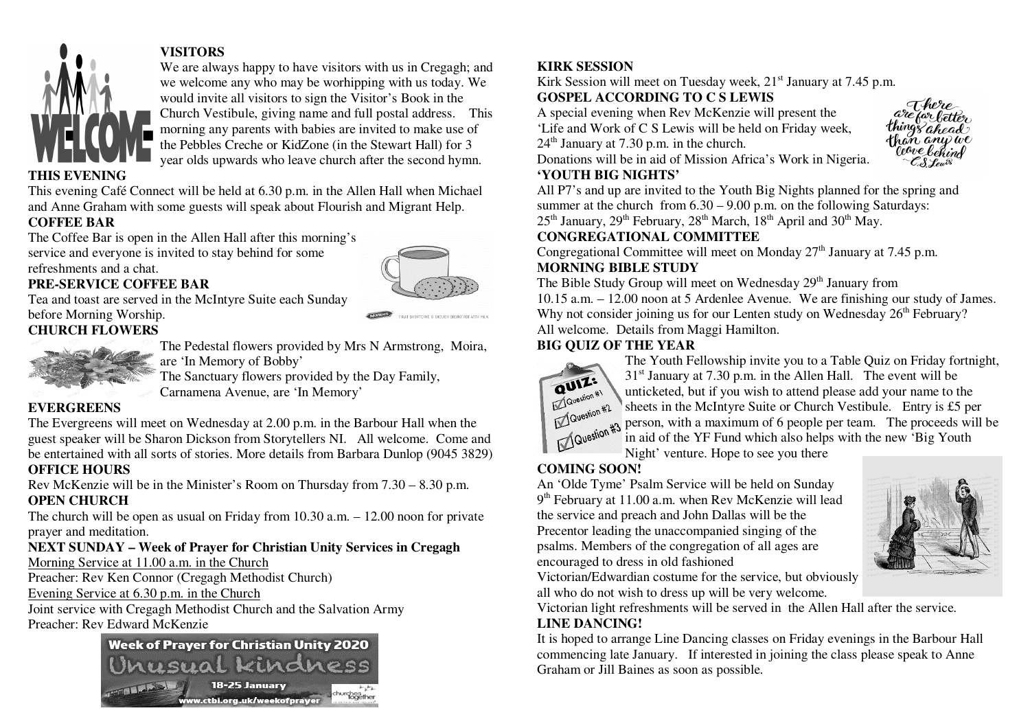## VISITORS

We are always happy to have visitors with us in Cregagh; and we welcome any who may be worhipping with us today. We would invite all visitors to sign the Visitor's Book in the Church Vestibule, giving name and full postal address. This morning any parents with babies are invited to make use of the Pebbles Creche or KidZone (in the Stewart Hall) for 3 year olds upwards who leave church after the second hymn.

## THIS EVENING

This evening Café Connect will be held at 6.30 p.m. in the Allen Hall when Michael and Anne Graham with some guests will speak about Flourish and Migrant Help.

## COFFEE BAR

The Coffee Bar is open in the Allen Hall after this morning's service and everyone is invited to stay behind for some refreshments and a chat.

## PRE-SERVICE COFFEE BAR

Tea and toast are served in the McIntyre Suite each Sunday before Morning Worship.

## CHURCH FLOWERS

The Pedestal flowers provided by Mrs N Armstrong, Moira, are 'In Memory of Bobby'

The Sanctuary flowers provided by the Day Family, Carnamena Avenue, are 'In Memory'

## EVERGREENS

The Evergreens will meet on Wednesday at 2.00 p.m. in the Barbour Hall when the guest speaker will be Sharon Dickson from Storytellers NI. All welcome. Come and be entertained with all sorts of stories. More details from Barbara Dunlop (9045 3829)

## OFFICE HOURS

Rev McKenzie will be in the Minister's Room on Thursday from 7.30 – 8.30 p.m.

## OPEN CHURCH

The church will be open as usual on Friday from 10.30 a.m. – 12.00 noon for private prayer and meditation.

## NEXT SUNDAY – Week of Prayer for Christian Unity Services in Cregagh

Morning Service at 11.00 a.m. in the Church

Preacher: Rev Ken Connor (Cregagh Methodist Church)

Evening Service at 6.30 p.m. in the Church

Joint service with Cregagh Methodist Church and the Salvation Army

Preacher: Rev Edward McKenzie

Week of Prayer for Christian Unity 2020
Unusual kindness
18-25 January
www.ctbi.org.uk/weekofprayer

## KIRK SESSION

Kirk Session will meet on Tuesday week, 21st January at 7.45 p.m.

## GOSPEL ACCORDING TO C S LEWIS

A special evening when Rev McKenzie will present the 'Life and Work of C S Lewis will be held on Friday week, 24th January at 7.30 p.m. in the church.

Donations will be in aid of Mission Africa's Work in Nigeria.

*There are far better things ahead than any we leave behind — C.S. Lewis*

## 'YOUTH BIG NIGHTS'

All P7's and up are invited to the Youth Big Nights planned for the spring and summer at the church from 6.30 – 9.00 p.m. on the following Saturdays: 25th January, 29th February, 28th March, 18th April and 30th May.

## CONGREGATIONAL COMMITTEE

Congregational Committee will meet on Monday 27th January at 7.45 p.m.

## MORNING BIBLE STUDY

The Bible Study Group will meet on Wednesday 29th January from 10.15 a.m. – 12.00 noon at 5 Ardenlee Avenue. We are finishing our study of James. Why not consider joining us for our Lenten study on Wednesday 26th February? All welcome. Details from Maggi Hamilton.

## BIG QUIZ OF THE YEAR

The Youth Fellowship invite you to a Table Quiz on Friday fortnight, 31st January at 7.30 p.m. in the Allen Hall. The event will be unticketed, but if you wish to attend please add your name to the sheets in the McIntyre Suite or Church Vestibule. Entry is £5 per person, with a maximum of 6 people per team. The proceeds will be in aid of the YF Fund which also helps with the new 'Big Youth Night' venture. Hope to see you there

## COMING SOON!

An 'Olde Tyme' Psalm Service will be held on Sunday 9th February at 11.00 a.m. when Rev McKenzie will lead the service and preach and John Dallas will be the Precentor leading the unaccompanied singing of the psalms. Members of the congregation of all ages are encouraged to dress in old fashioned Victorian/Edwardian costume for the service, but obviously all who do not wish to dress up will be very welcome.

Victorian light refreshments will be served in the Allen Hall after the service.

## LINE DANCING!

It is hoped to arrange Line Dancing classes on Friday evenings in the Barbour Hall commencing late January. If interested in joining the class please speak to Anne Graham or Jill Baines as soon as possible.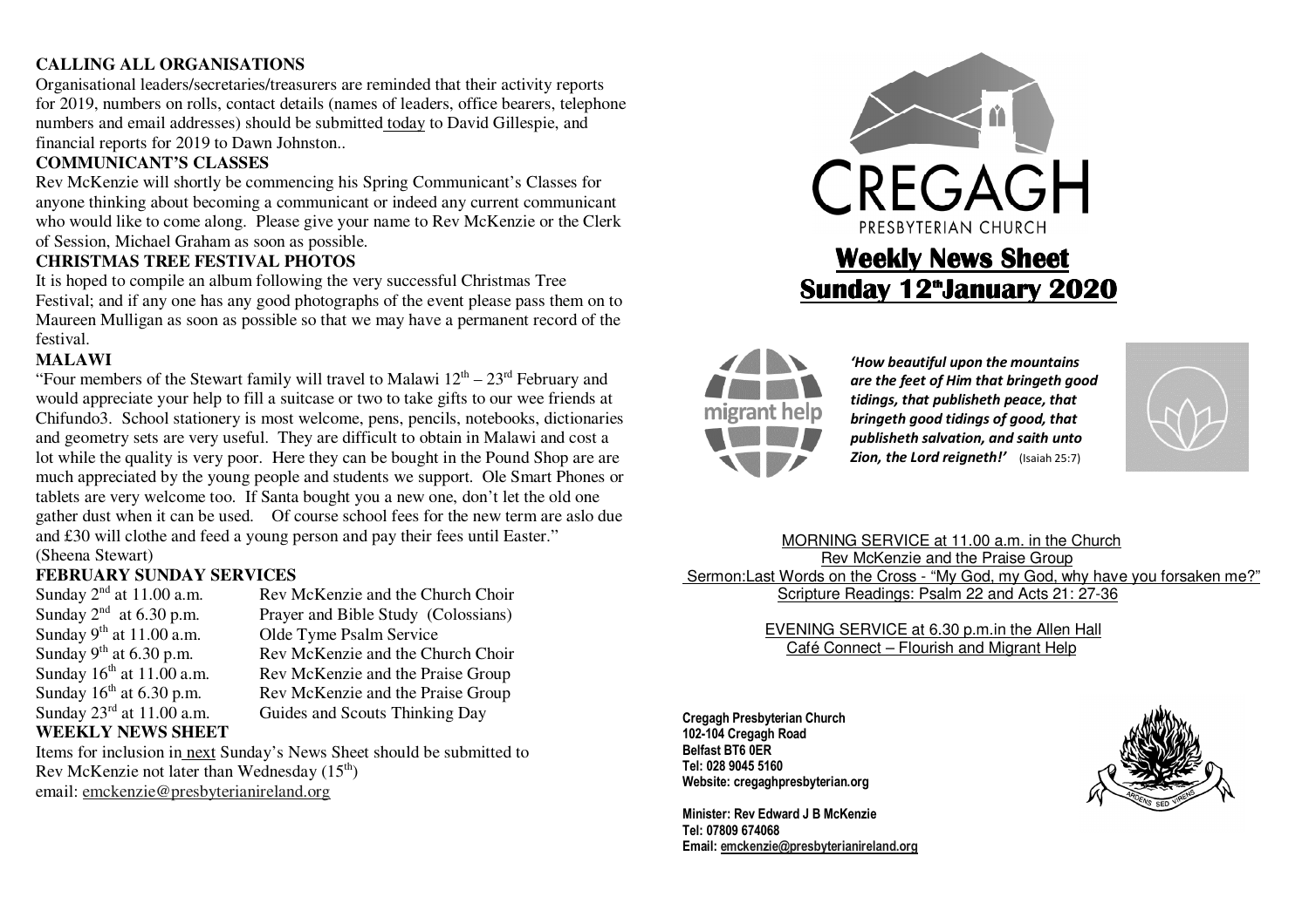**CALLING ALL ORGANISATIONS**

Organisational leaders/secretaries/treasurers are reminded that their activity reports for 2019, numbers on rolls, contact details (names of leaders, office bearers, telephone numbers and email addresses) should be submitted today to David Gillespie, and financial reports for 2019 to Dawn Johnston..

**COMMUNICANT'S CLASSES**

Rev McKenzie will shortly be commencing his Spring Communicant's Classes for anyone thinking about becoming a communicant or indeed any current communicant who would like to come along. Please give your name to Rev McKenzie or the Clerk of Session, Michael Graham as soon as possible.

**CHRISTMAS TREE FESTIVAL PHOTOS**

It is hoped to compile an album following the very successful Christmas Tree Festival; and if any one has any good photographs of the event please pass them on to Maureen Mulligan as soon as possible so that we may have a permanent record of the festival.

**MALAWI**

"Four members of the Stewart family will travel to Malawi 12th – 23rd February and would appreciate your help to fill a suitcase or two to take gifts to our wee friends at Chifundo3. School stationery is most welcome, pens, pencils, notebooks, dictionaries and geometry sets are very useful. They are difficult to obtain in Malawi and cost a lot while the quality is very poor. Here they can be bought in the Pound Shop are are much appreciated by the young people and students we support. Ole Smart Phones or tablets are very welcome too. If Santa bought you a new one, don't let the old one gather dust when it can be used. Of course school fees for the new term are aslo due and £30 will clothe and feed a young person and pay their fees until Easter." (Sheena Stewart)

**FEBRUARY SUNDAY SERVICES**

| | |
|---|---|
| Sunday 2nd at 11.00 a.m. | Rev McKenzie and the Church Choir |
| Sunday 2nd at 6.30 p.m. | Prayer and Bible Study (Colossians) |
| Sunday 9th at 11.00 a.m. | Olde Tyme Psalm Service |
| Sunday 9th at 6.30 p.m. | Rev McKenzie and the Church Choir |
| Sunday 16th at 11.00 a.m. | Rev McKenzie and the Praise Group |
| Sunday 16th at 6.30 p.m. | Rev McKenzie and the Praise Group |
| Sunday 23rd at 11.00 a.m. | Guides and Scouts Thinking Day |

**WEEKLY NEWS SHEET**

Items for inclusion in next Sunday's News Sheet should be submitted to Rev McKenzie not later than Wednesday (15th)
email: emckenzie@presbyterianireland.org

CREGAGH
PRESBYTERIAN CHURCH

# Weekly News Sheet
# Sunday 12th January 2020

migrant help

*'How beautiful upon the mountains are the feet of Him that bringeth good tidings, that publisheth peace, that bringeth good tidings of good, that publisheth salvation, and saith unto Zion, the Lord reigneth!'* (Isaiah 25:7)

MORNING SERVICE at 11.00 a.m. in the Church
Rev McKenzie and the Praise Group
Sermon:Last Words on the Cross - "My God, my God, why have you forsaken me?"
Scripture Readings: Psalm 22 and Acts 21: 27-36

EVENING SERVICE at 6.30 p.m.in the Allen Hall
Café Connect – Flourish and Migrant Help

**Cregagh Presbyterian Church**
**102-104 Cregagh Road**
**Belfast BT6 0ER**
**Tel: 028 9045 5160**
**Website: cregaghpresbyterian.org**

**Minister: Rev Edward J B McKenzie**
**Tel: 07809 674068**
**Email: emckenzie@presbyterianireland.org**

ARDENS SED VIRENS